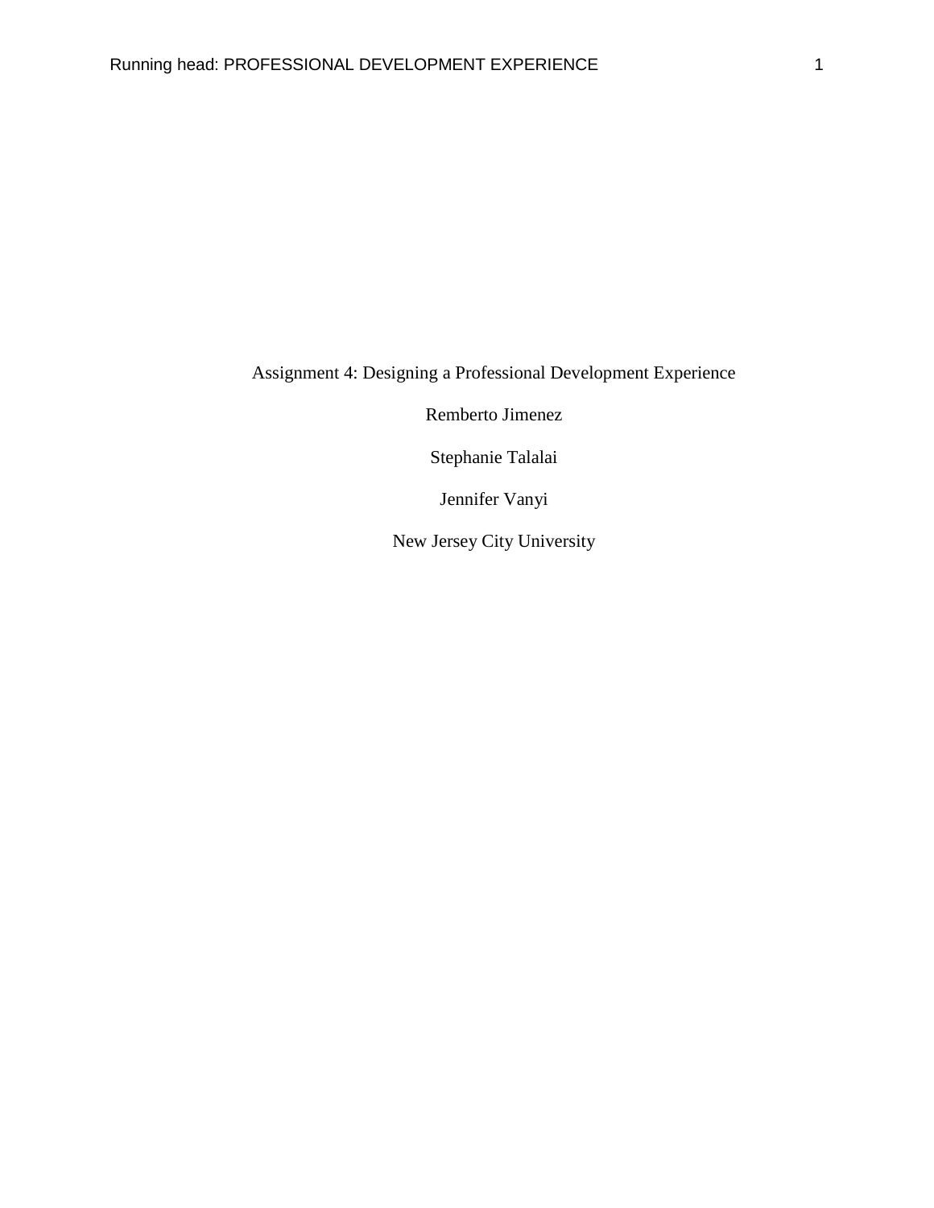Assignment 4: Designing a Professional Development Experience

Remberto Jimenez

Stephanie Talalai

Jennifer Vanyi

New Jersey City University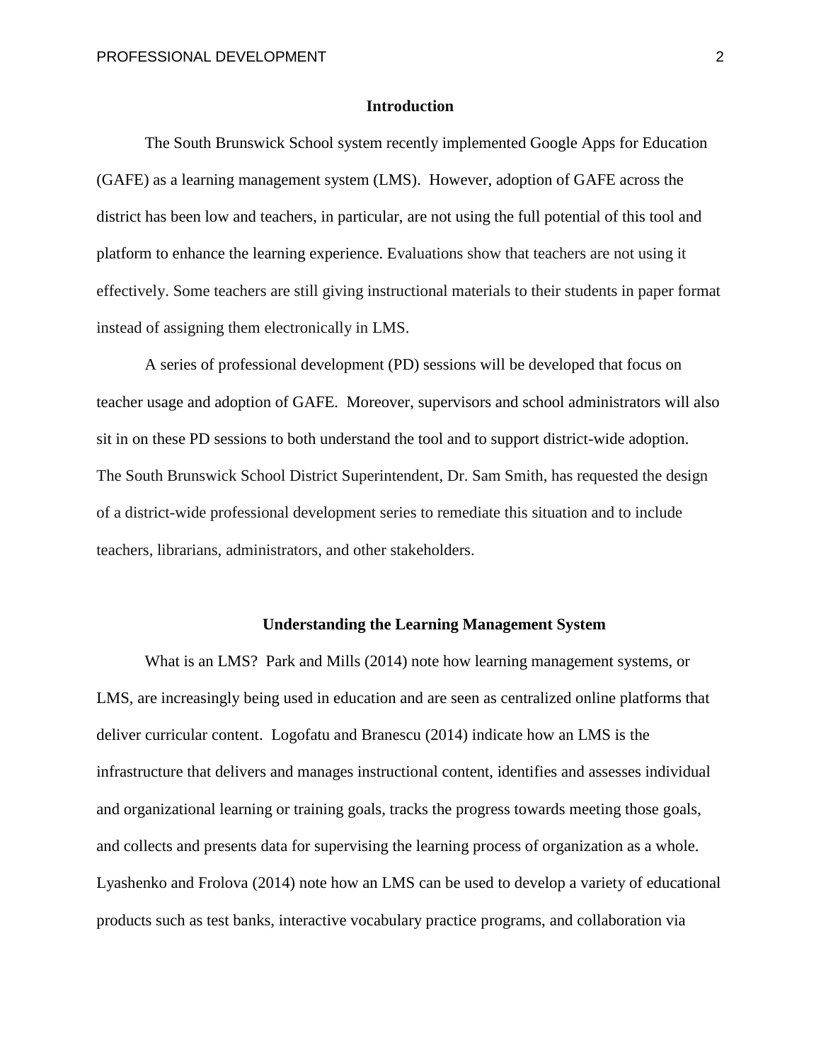## Introduction

The South Brunswick School system recently implemented Google Apps for Education (GAFE) as a learning management system (LMS). However, adoption of GAFE across the district has been low and teachers, in particular, are not using the full potential of this tool and platform to enhance the learning experience. Evaluations show that teachers are not using it effectively. Some teachers are still giving instructional materials to their students in paper format instead of assigning them electronically in LMS.

A series of professional development (PD) sessions will be developed that focus on teacher usage and adoption of GAFE. Moreover, supervisors and school administrators will also sit in on these PD sessions to both understand the tool and to support district-wide adoption. The South Brunswick School District Superintendent, Dr. Sam Smith, has requested the design of a district-wide professional development series to remediate this situation and to include teachers, librarians, administrators, and other stakeholders.

## Understanding the Learning Management System

What is an LMS? Park and Mills (2014) note how learning management systems, or LMS, are increasingly being used in education and are seen as centralized online platforms that deliver curricular content. Logofatu and Branescu (2014) indicate how an LMS is the infrastructure that delivers and manages instructional content, identifies and assesses individual and organizational learning or training goals, tracks the progress towards meeting those goals, and collects and presents data for supervising the learning process of organization as a whole. Lyashenko and Frolova (2014) note how an LMS can be used to develop a variety of educational products such as test banks, interactive vocabulary practice programs, and collaboration via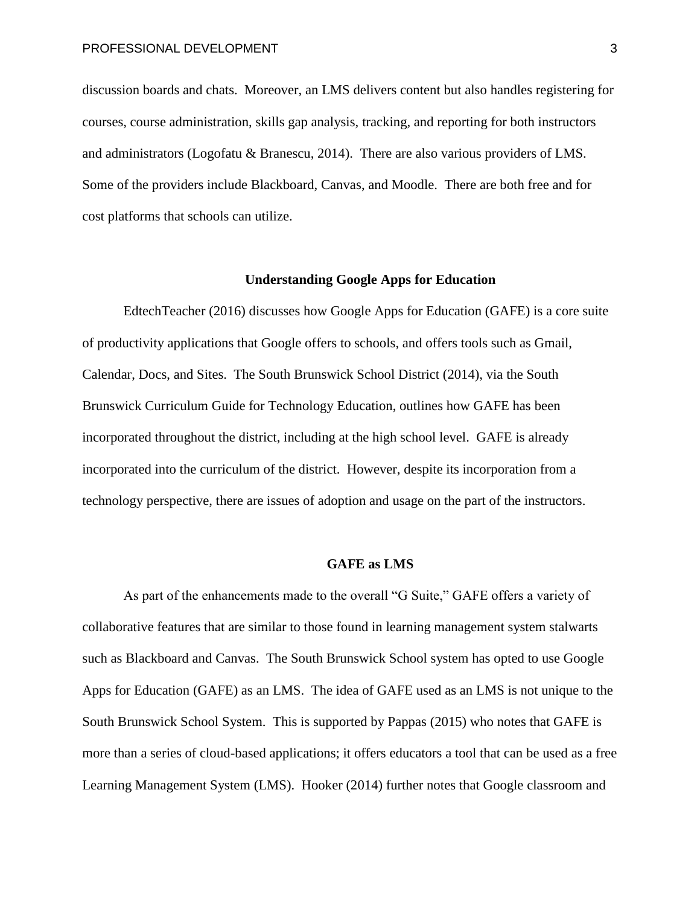discussion boards and chats. Moreover, an LMS delivers content but also handles registering for courses, course administration, skills gap analysis, tracking, and reporting for both instructors and administrators (Logofatu & Branescu, 2014). There are also various providers of LMS. Some of the providers include Blackboard, Canvas, and Moodle. There are both free and for cost platforms that schools can utilize.

## Understanding Google Apps for Education

EdtechTeacher (2016) discusses how Google Apps for Education (GAFE) is a core suite of productivity applications that Google offers to schools, and offers tools such as Gmail, Calendar, Docs, and Sites. The South Brunswick School District (2014), via the South Brunswick Curriculum Guide for Technology Education, outlines how GAFE has been incorporated throughout the district, including at the high school level. GAFE is already incorporated into the curriculum of the district. However, despite its incorporation from a technology perspective, there are issues of adoption and usage on the part of the instructors.

## GAFE as LMS

As part of the enhancements made to the overall "G Suite," GAFE offers a variety of collaborative features that are similar to those found in learning management system stalwarts such as Blackboard and Canvas. The South Brunswick School system has opted to use Google Apps for Education (GAFE) as an LMS. The idea of GAFE used as an LMS is not unique to the South Brunswick School System. This is supported by Pappas (2015) who notes that GAFE is more than a series of cloud-based applications; it offers educators a tool that can be used as a free Learning Management System (LMS). Hooker (2014) further notes that Google classroom and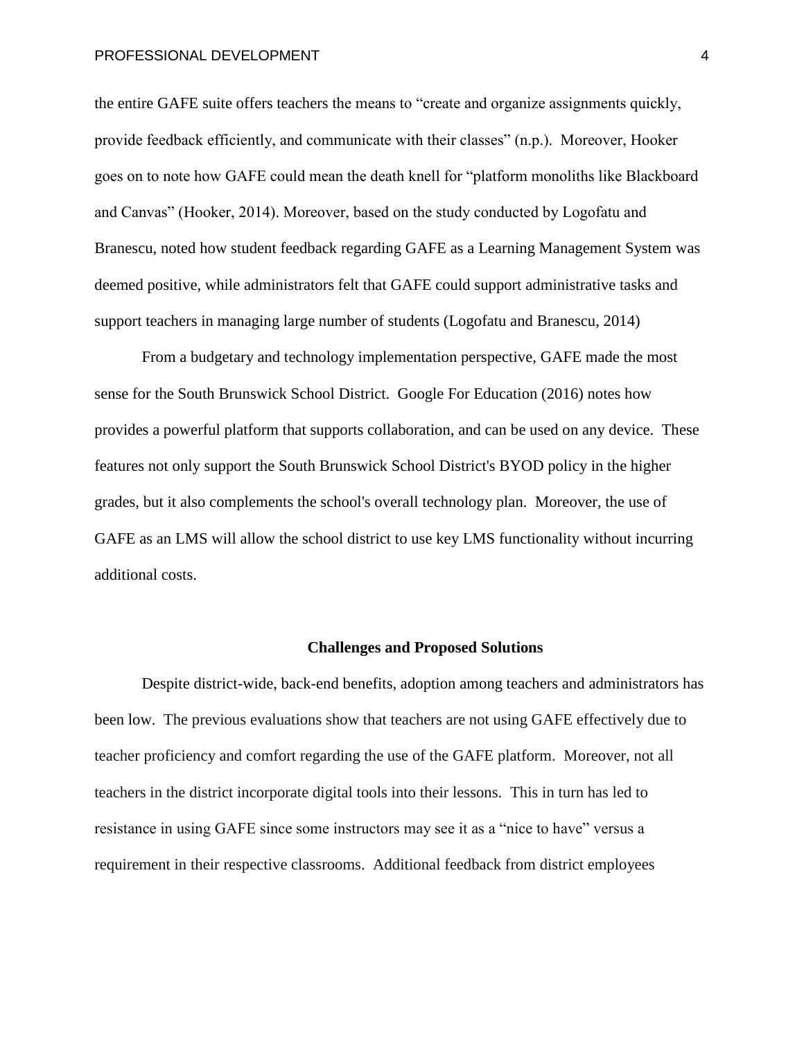the entire GAFE suite offers teachers the means to "create and organize assignments quickly, provide feedback efficiently, and communicate with their classes" (n.p.). Moreover, Hooker goes on to note how GAFE could mean the death knell for "platform monoliths like Blackboard and Canvas" (Hooker, 2014). Moreover, based on the study conducted by Logofatu and Branescu, noted how student feedback regarding GAFE as a Learning Management System was deemed positive, while administrators felt that GAFE could support administrative tasks and support teachers in managing large number of students (Logofatu and Branescu, 2014)

From a budgetary and technology implementation perspective, GAFE made the most sense for the South Brunswick School District. Google For Education (2016) notes how provides a powerful platform that supports collaboration, and can be used on any device. These features not only support the South Brunswick School District's BYOD policy in the higher grades, but it also complements the school's overall technology plan. Moreover, the use of GAFE as an LMS will allow the school district to use key LMS functionality without incurring additional costs.

## Challenges and Proposed Solutions

Despite district-wide, back-end benefits, adoption among teachers and administrators has been low. The previous evaluations show that teachers are not using GAFE effectively due to teacher proficiency and comfort regarding the use of the GAFE platform. Moreover, not all teachers in the district incorporate digital tools into their lessons. This in turn has led to resistance in using GAFE since some instructors may see it as a "nice to have" versus a requirement in their respective classrooms. Additional feedback from district employees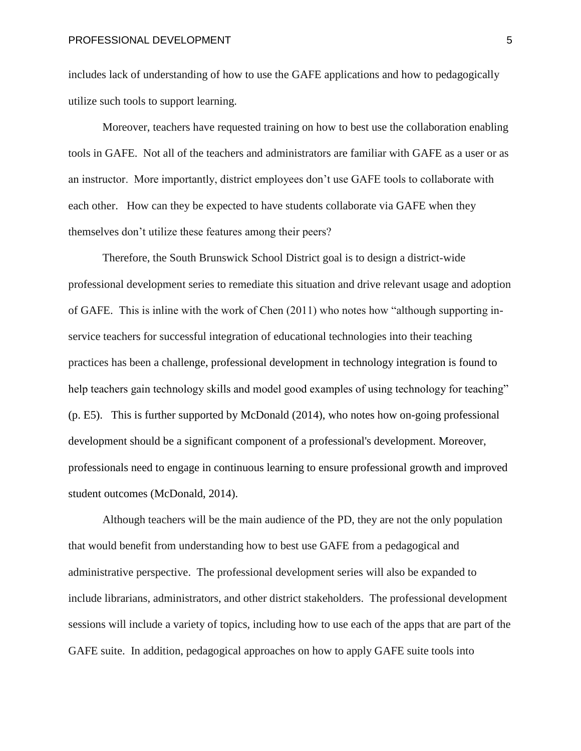includes lack of understanding of how to use the GAFE applications and how to pedagogically utilize such tools to support learning.

Moreover, teachers have requested training on how to best use the collaboration enabling tools in GAFE. Not all of the teachers and administrators are familiar with GAFE as a user or as an instructor. More importantly, district employees don't use GAFE tools to collaborate with each other. How can they be expected to have students collaborate via GAFE when they themselves don't utilize these features among their peers?

Therefore, the South Brunswick School District goal is to design a district-wide professional development series to remediate this situation and drive relevant usage and adoption of GAFE. This is inline with the work of Chen (2011) who notes how "although supporting in-service teachers for successful integration of educational technologies into their teaching practices has been a challenge, professional development in technology integration is found to help teachers gain technology skills and model good examples of using technology for teaching" (p. E5). This is further supported by McDonald (2014), who notes how on-going professional development should be a significant component of a professional's development. Moreover, professionals need to engage in continuous learning to ensure professional growth and improved student outcomes (McDonald, 2014).

Although teachers will be the main audience of the PD, they are not the only population that would benefit from understanding how to best use GAFE from a pedagogical and administrative perspective. The professional development series will also be expanded to include librarians, administrators, and other district stakeholders. The professional development sessions will include a variety of topics, including how to use each of the apps that are part of the GAFE suite. In addition, pedagogical approaches on how to apply GAFE suite tools into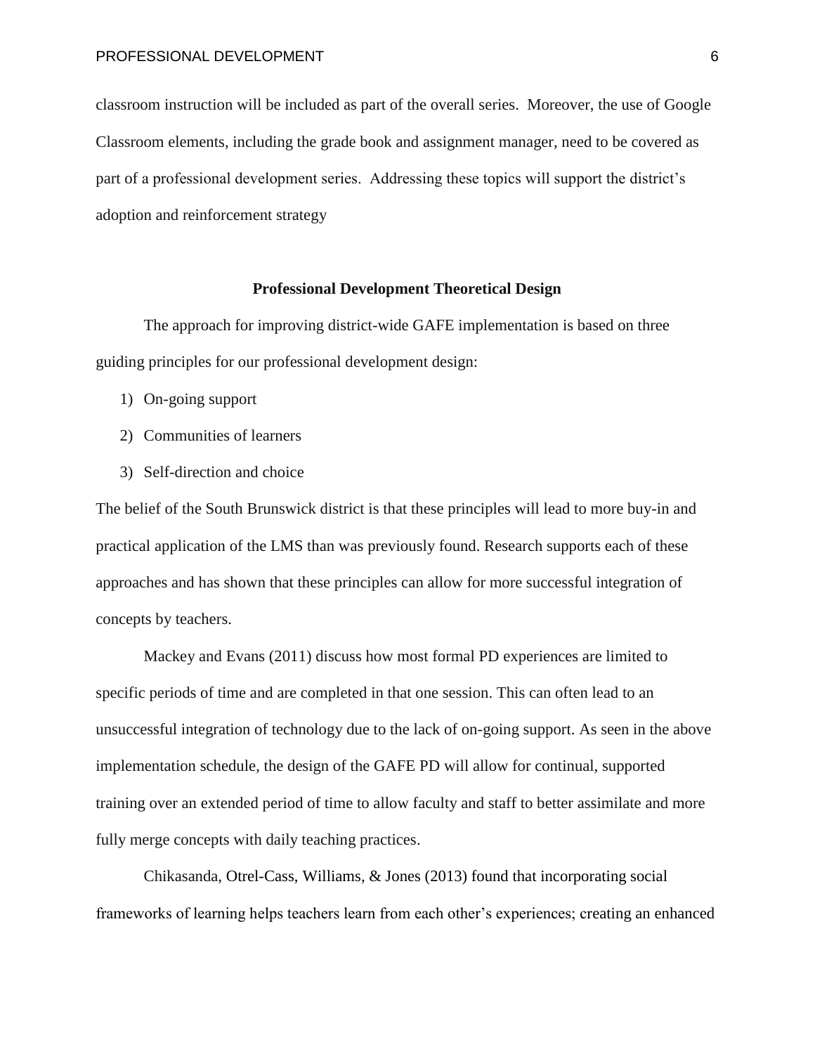classroom instruction will be included as part of the overall series. Moreover, the use of Google Classroom elements, including the grade book and assignment manager, need to be covered as part of a professional development series. Addressing these topics will support the district's adoption and reinforcement strategy

## Professional Development Theoretical Design

The approach for improving district-wide GAFE implementation is based on three guiding principles for our professional development design:

1) On-going support
2) Communities of learners
3) Self-direction and choice

The belief of the South Brunswick district is that these principles will lead to more buy-in and practical application of the LMS than was previously found. Research supports each of these approaches and has shown that these principles can allow for more successful integration of concepts by teachers.

Mackey and Evans (2011) discuss how most formal PD experiences are limited to specific periods of time and are completed in that one session. This can often lead to an unsuccessful integration of technology due to the lack of on-going support. As seen in the above implementation schedule, the design of the GAFE PD will allow for continual, supported training over an extended period of time to allow faculty and staff to better assimilate and more fully merge concepts with daily teaching practices.

Chikasanda, Otrel-Cass, Williams, & Jones (2013) found that incorporating social frameworks of learning helps teachers learn from each other's experiences; creating an enhanced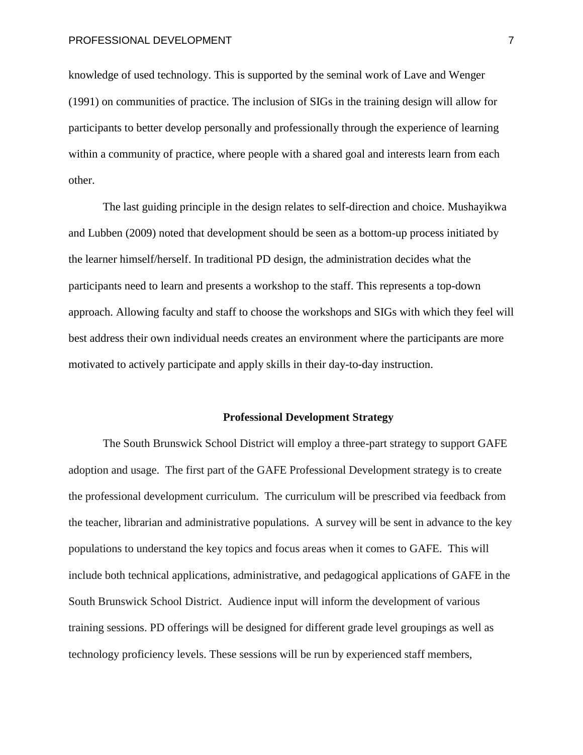knowledge of used technology. This is supported by the seminal work of Lave and Wenger (1991) on communities of practice. The inclusion of SIGs in the training design will allow for participants to better develop personally and professionally through the experience of learning within a community of practice, where people with a shared goal and interests learn from each other.

The last guiding principle in the design relates to self-direction and choice. Mushayikwa and Lubben (2009) noted that development should be seen as a bottom-up process initiated by the learner himself/herself. In traditional PD design, the administration decides what the participants need to learn and presents a workshop to the staff. This represents a top-down approach. Allowing faculty and staff to choose the workshops and SIGs with which they feel will best address their own individual needs creates an environment where the participants are more motivated to actively participate and apply skills in their day-to-day instruction.

## Professional Development Strategy

The South Brunswick School District will employ a three-part strategy to support GAFE adoption and usage. The first part of the GAFE Professional Development strategy is to create the professional development curriculum. The curriculum will be prescribed via feedback from the teacher, librarian and administrative populations. A survey will be sent in advance to the key populations to understand the key topics and focus areas when it comes to GAFE. This will include both technical applications, administrative, and pedagogical applications of GAFE in the South Brunswick School District. Audience input will inform the development of various training sessions. PD offerings will be designed for different grade level groupings as well as technology proficiency levels. These sessions will be run by experienced staff members,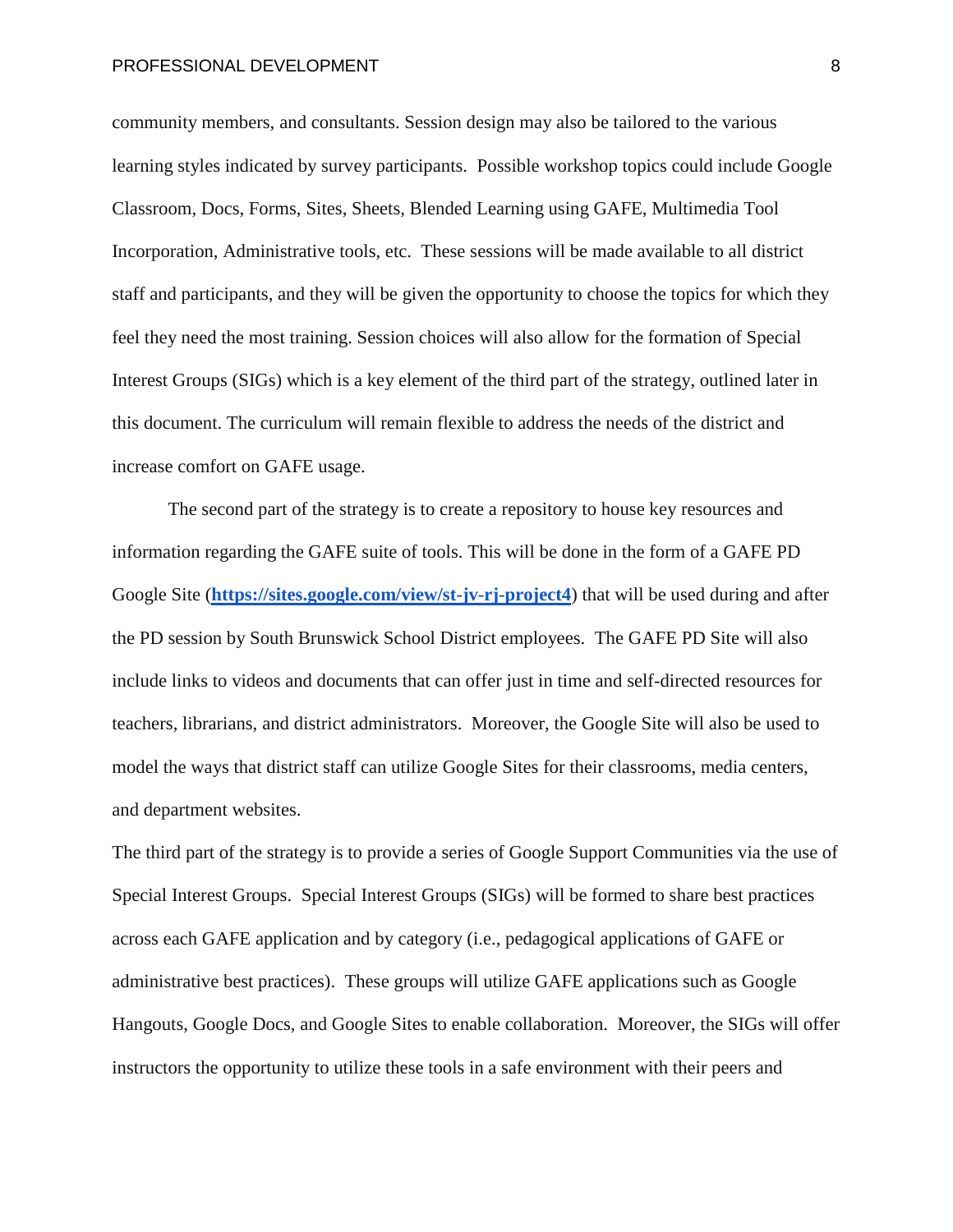community members, and consultants. Session design may also be tailored to the various learning styles indicated by survey participants. Possible workshop topics could include Google Classroom, Docs, Forms, Sites, Sheets, Blended Learning using GAFE, Multimedia Tool Incorporation, Administrative tools, etc. These sessions will be made available to all district staff and participants, and they will be given the opportunity to choose the topics for which they feel they need the most training. Session choices will also allow for the formation of Special Interest Groups (SIGs) which is a key element of the third part of the strategy, outlined later in this document. The curriculum will remain flexible to address the needs of the district and increase comfort on GAFE usage.

The second part of the strategy is to create a repository to house key resources and information regarding the GAFE suite of tools. This will be done in the form of a GAFE PD Google Site (**https://sites.google.com/view/st-jv-rj-project4**) that will be used during and after the PD session by South Brunswick School District employees. The GAFE PD Site will also include links to videos and documents that can offer just in time and self-directed resources for teachers, librarians, and district administrators. Moreover, the Google Site will also be used to model the ways that district staff can utilize Google Sites for their classrooms, media centers, and department websites.

The third part of the strategy is to provide a series of Google Support Communities via the use of Special Interest Groups. Special Interest Groups (SIGs) will be formed to share best practices across each GAFE application and by category (i.e., pedagogical applications of GAFE or administrative best practices). These groups will utilize GAFE applications such as Google Hangouts, Google Docs, and Google Sites to enable collaboration. Moreover, the SIGs will offer instructors the opportunity to utilize these tools in a safe environment with their peers and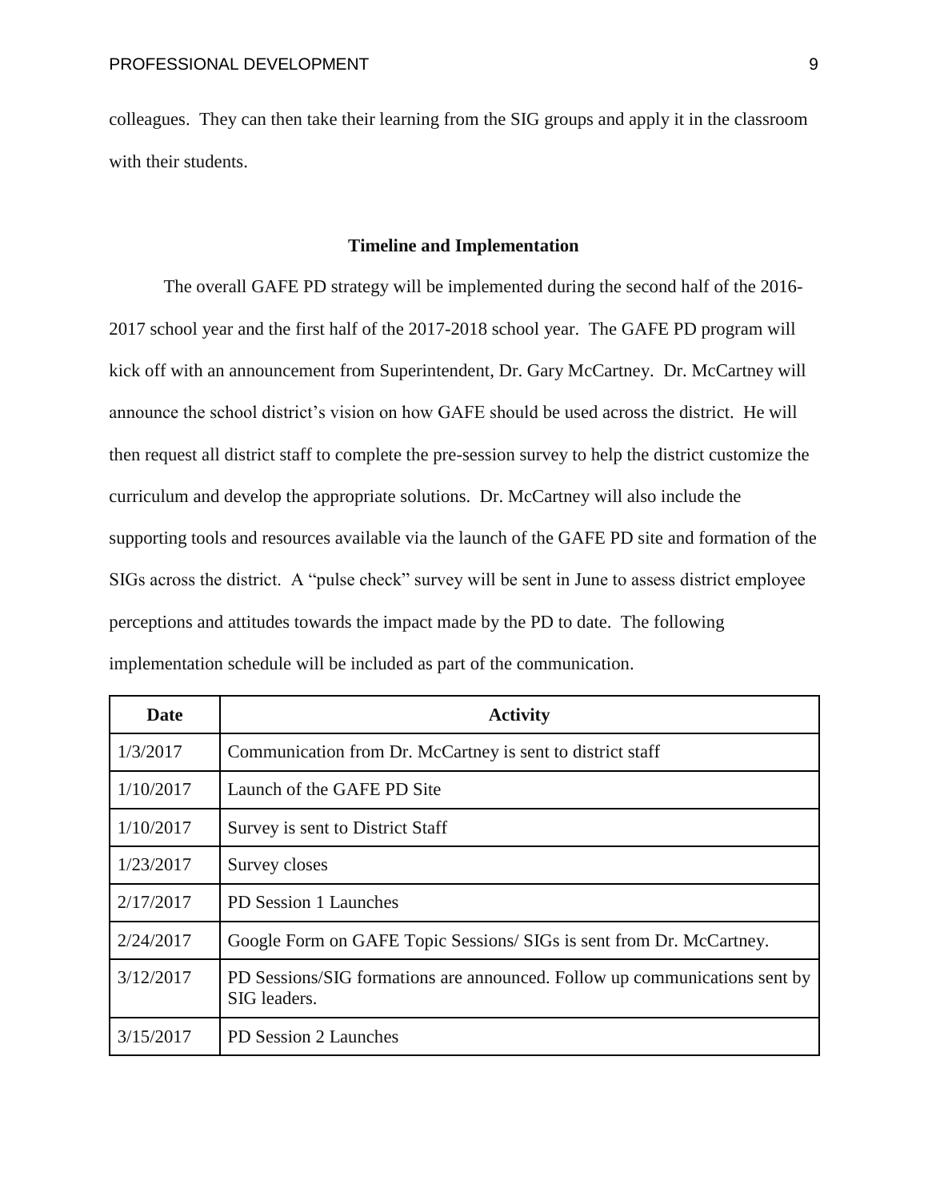colleagues. They can then take their learning from the SIG groups and apply it in the classroom with their students.

## Timeline and Implementation

The overall GAFE PD strategy will be implemented during the second half of the 2016-2017 school year and the first half of the 2017-2018 school year. The GAFE PD program will kick off with an announcement from Superintendent, Dr. Gary McCartney. Dr. McCartney will announce the school district's vision on how GAFE should be used across the district. He will then request all district staff to complete the pre-session survey to help the district customize the curriculum and develop the appropriate solutions. Dr. McCartney will also include the supporting tools and resources available via the launch of the GAFE PD site and formation of the SIGs across the district. A "pulse check" survey will be sent in June to assess district employee perceptions and attitudes towards the impact made by the PD to date. The following implementation schedule will be included as part of the communication.

| Date | Activity |
|---|---|
| 1/3/2017 | Communication from Dr. McCartney is sent to district staff |
| 1/10/2017 | Launch of the GAFE PD Site |
| 1/10/2017 | Survey is sent to District Staff |
| 1/23/2017 | Survey closes |
| 2/17/2017 | PD Session 1 Launches |
| 2/24/2017 | Google Form on GAFE Topic Sessions/ SIGs is sent from Dr. McCartney. |
| 3/12/2017 | PD Sessions/SIG formations are announced. Follow up communications sent by SIG leaders. |
| 3/15/2017 | PD Session 2 Launches |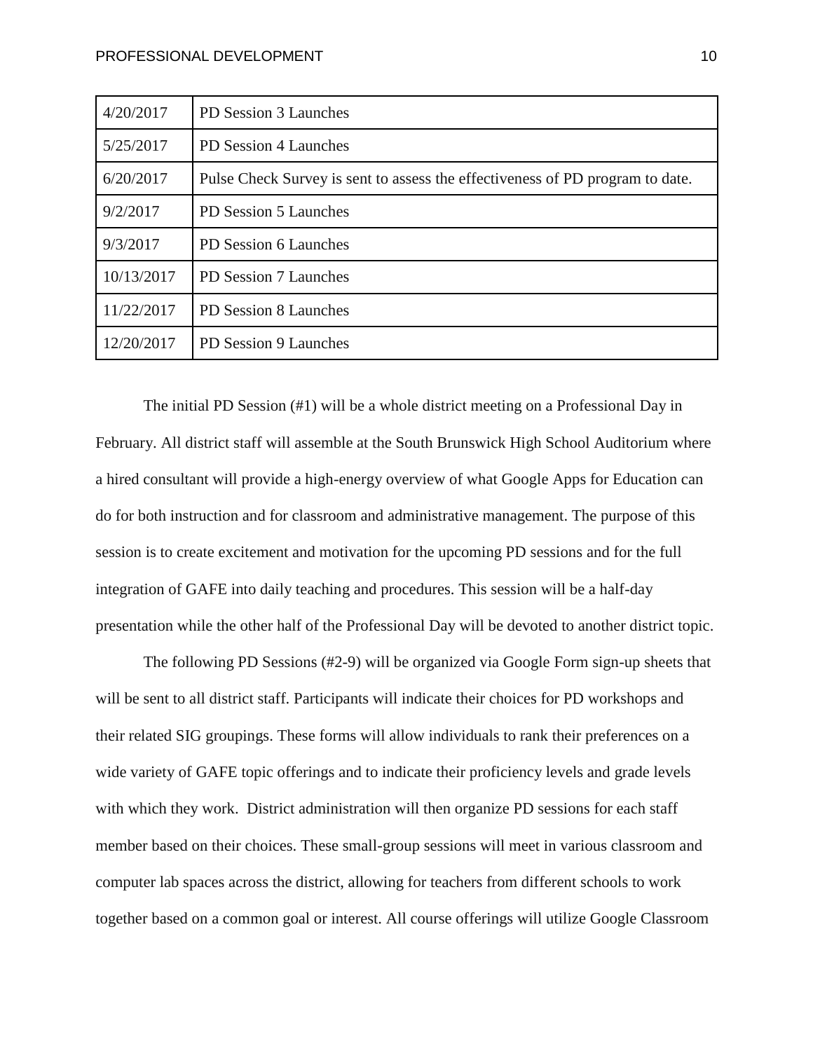| | |
|---|---|
| 4/20/2017 | PD Session 3 Launches |
| 5/25/2017 | PD Session 4 Launches |
| 6/20/2017 | Pulse Check Survey is sent to assess the effectiveness of PD program to date. |
| 9/2/2017 | PD Session 5 Launches |
| 9/3/2017 | PD Session 6 Launches |
| 10/13/2017 | PD Session 7 Launches |
| 11/22/2017 | PD Session 8 Launches |
| 12/20/2017 | PD Session 9 Launches |

The initial PD Session (#1) will be a whole district meeting on a Professional Day in February. All district staff will assemble at the South Brunswick High School Auditorium where a hired consultant will provide a high-energy overview of what Google Apps for Education can do for both instruction and for classroom and administrative management. The purpose of this session is to create excitement and motivation for the upcoming PD sessions and for the full integration of GAFE into daily teaching and procedures. This session will be a half-day presentation while the other half of the Professional Day will be devoted to another district topic.

The following PD Sessions (#2-9) will be organized via Google Form sign-up sheets that will be sent to all district staff. Participants will indicate their choices for PD workshops and their related SIG groupings. These forms will allow individuals to rank their preferences on a wide variety of GAFE topic offerings and to indicate their proficiency levels and grade levels with which they work. District administration will then organize PD sessions for each staff member based on their choices. These small-group sessions will meet in various classroom and computer lab spaces across the district, allowing for teachers from different schools to work together based on a common goal or interest. All course offerings will utilize Google Classroom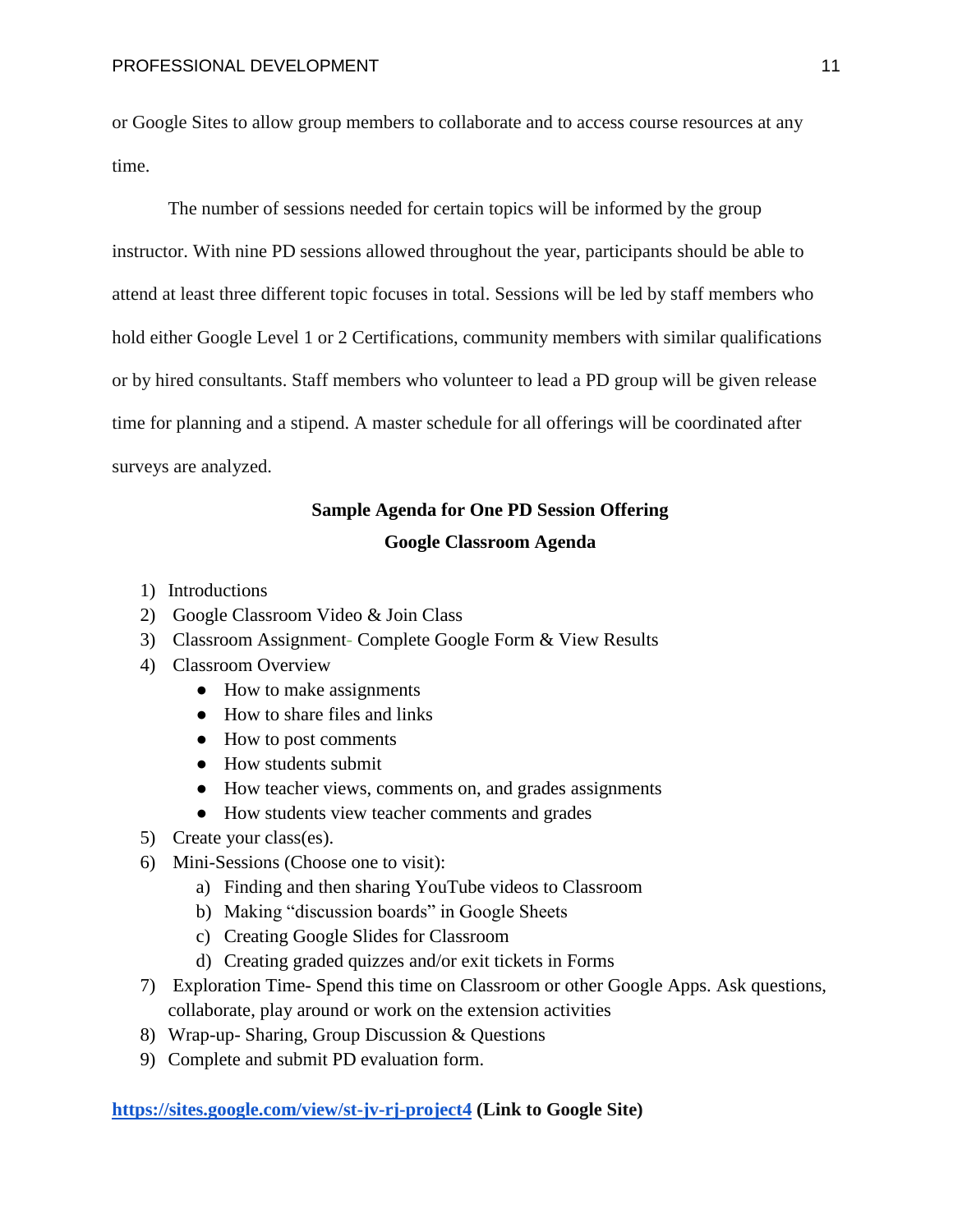or Google Sites to allow group members to collaborate and to access course resources at any time.

The number of sessions needed for certain topics will be informed by the group instructor. With nine PD sessions allowed throughout the year, participants should be able to attend at least three different topic focuses in total. Sessions will be led by staff members who hold either Google Level 1 or 2 Certifications, community members with similar qualifications or by hired consultants. Staff members who volunteer to lead a PD group will be given release time for planning and a stipend. A master schedule for all offerings will be coordinated after surveys are analyzed.

**Sample Agenda for One PD Session Offering**

**Google Classroom Agenda**

1) Introductions
2) Google Classroom Video & Join Class
3) Classroom Assignment- Complete Google Form & View Results
4) Classroom Overview
   - How to make assignments
   - How to share files and links
   - How to post comments
   - How students submit
   - How teacher views, comments on, and grades assignments
   - How students view teacher comments and grades
5) Create your class(es).
6) Mini-Sessions (Choose one to visit):
   a) Finding and then sharing YouTube videos to Classroom
   b) Making "discussion boards" in Google Sheets
   c) Creating Google Slides for Classroom
   d) Creating graded quizzes and/or exit tickets in Forms
7) Exploration Time- Spend this time on Classroom or other Google Apps. Ask questions, collaborate, play around or work on the extension activities
8) Wrap-up- Sharing, Group Discussion & Questions
9) Complete and submit PD evaluation form.

**https://sites.google.com/view/st-jv-rj-project4 (Link to Google Site)**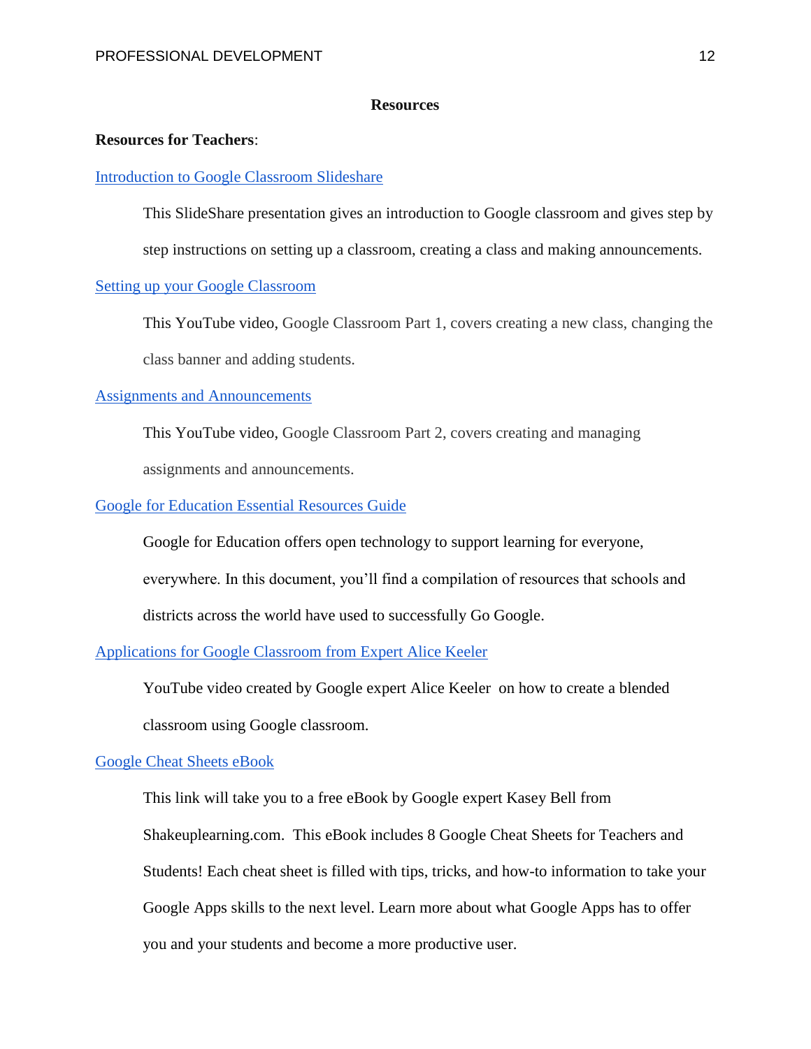# Resources

**Resources for Teachers**:

Introduction to Google Classroom Slideshare

This SlideShare presentation gives an introduction to Google classroom and gives step by step instructions on setting up a classroom, creating a class and making announcements.

Setting up your Google Classroom

This YouTube video, Google Classroom Part 1, covers creating a new class, changing the class banner and adding students.

Assignments and Announcements

This YouTube video, Google Classroom Part 2, covers creating and managing assignments and announcements.

Google for Education Essential Resources Guide

Google for Education offers open technology to support learning for everyone, everywhere. In this document, you'll find a compilation of resources that schools and districts across the world have used to successfully Go Google.

Applications for Google Classroom from Expert Alice Keeler

YouTube video created by Google expert Alice Keeler on how to create a blended classroom using Google classroom.

Google Cheat Sheets eBook

This link will take you to a free eBook by Google expert Kasey Bell from Shakeuplearning.com. This eBook includes 8 Google Cheat Sheets for Teachers and Students! Each cheat sheet is filled with tips, tricks, and how-to information to take your Google Apps skills to the next level. Learn more about what Google Apps has to offer you and your students and become a more productive user.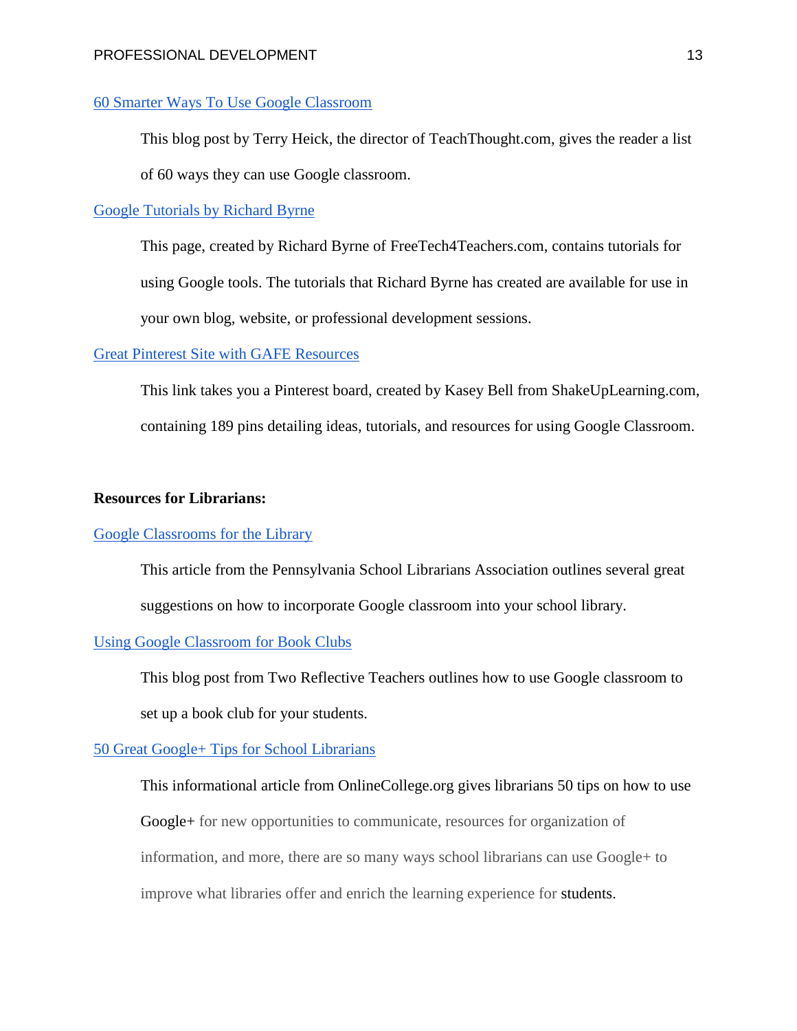60 Smarter Ways To Use Google Classroom

This blog post by Terry Heick, the director of TeachThought.com, gives the reader a list of 60 ways they can use Google classroom.

Google Tutorials by Richard Byrne

This page, created by Richard Byrne of FreeTech4Teachers.com, contains tutorials for using Google tools. The tutorials that Richard Byrne has created are available for use in your own blog, website, or professional development sessions.

Great Pinterest Site with GAFE Resources

This link takes you a Pinterest board, created by Kasey Bell from ShakeUpLearning.com, containing 189 pins detailing ideas, tutorials, and resources for using Google Classroom.

**Resources for Librarians:**

Google Classrooms for the Library

This article from the Pennsylvania School Librarians Association outlines several great suggestions on how to incorporate Google classroom into your school library.

Using Google Classroom for Book Clubs

This blog post from Two Reflective Teachers outlines how to use Google classroom to set up a book club for your students.

50 Great Google+ Tips for School Librarians

This informational article from OnlineCollege.org gives librarians 50 tips on how to use Google+ for new opportunities to communicate, resources for organization of information, and more, there are so many ways school librarians can use Google+ to improve what libraries offer and enrich the learning experience for students.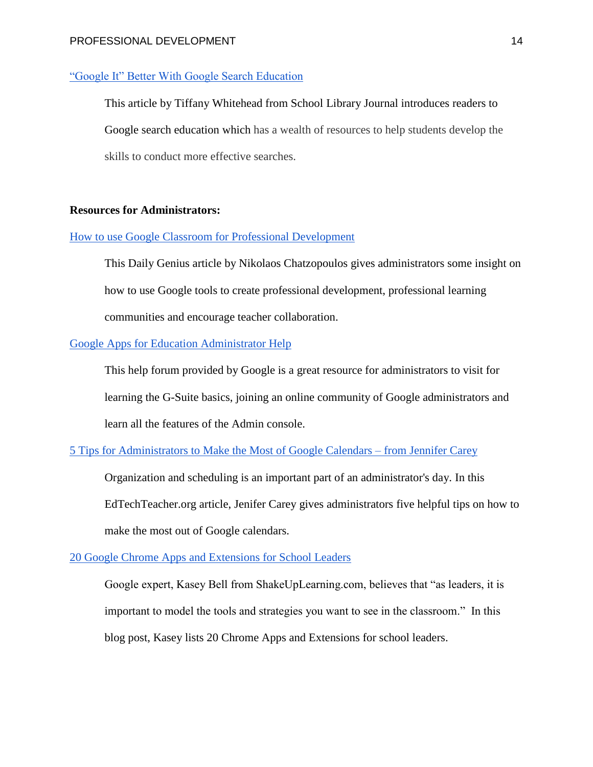"Google It" Better With Google Search Education

This article by Tiffany Whitehead from School Library Journal introduces readers to Google search education which has a wealth of resources to help students develop the skills to conduct more effective searches.

**Resources for Administrators:**

How to use Google Classroom for Professional Development

This Daily Genius article by Nikolaos Chatzopoulos gives administrators some insight on how to use Google tools to create professional development, professional learning communities and encourage teacher collaboration.

Google Apps for Education Administrator Help

This help forum provided by Google is a great resource for administrators to visit for learning the G-Suite basics, joining an online community of Google administrators and learn all the features of the Admin console.

5 Tips for Administrators to Make the Most of Google Calendars – from Jennifer Carey

Organization and scheduling is an important part of an administrator's day. In this EdTechTeacher.org article, Jenifer Carey gives administrators five helpful tips on how to make the most out of Google calendars.

20 Google Chrome Apps and Extensions for School Leaders

Google expert, Kasey Bell from ShakeUpLearning.com, believes that "as leaders, it is important to model the tools and strategies you want to see in the classroom." In this blog post, Kasey lists 20 Chrome Apps and Extensions for school leaders.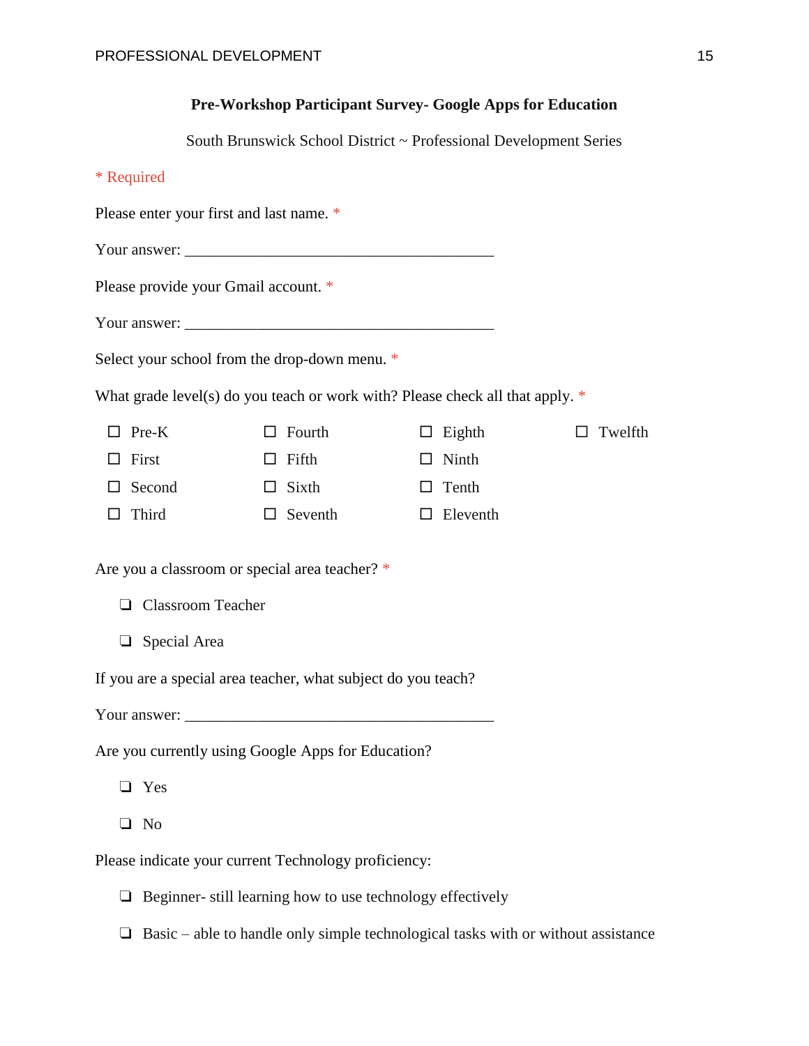**Pre-Workshop Participant Survey- Google Apps for Education**

South Brunswick School District ~ Professional Development Series

* Required

Please enter your first and last name. *

Your answer: ________________________________________

Please provide your Gmail account. *

Your answer: ________________________________________

Select your school from the drop-down menu. *

What grade level(s) do you teach or work with? Please check all that apply. *

| | | | |
|---|---|---|---|
| ☐ Pre-K | ☐ Fourth | ☐ Eighth | ☐ Twelfth |
| ☐ First | ☐ Fifth | ☐ Ninth | |
| ☐ Second | ☐ Sixth | ☐ Tenth | |
| ☐ Third | ☐ Seventh | ☐ Eleventh | |

Are you a classroom or special area teacher? *

- ❏ Classroom Teacher
- ❏ Special Area

If you are a special area teacher, what subject do you teach?

Your answer: ________________________________________

Are you currently using Google Apps for Education?

- ❏ Yes
- ❏ No

Please indicate your current Technology proficiency:

- ❏ Beginner- still learning how to use technology effectively
- ❏ Basic – able to handle only simple technological tasks with or without assistance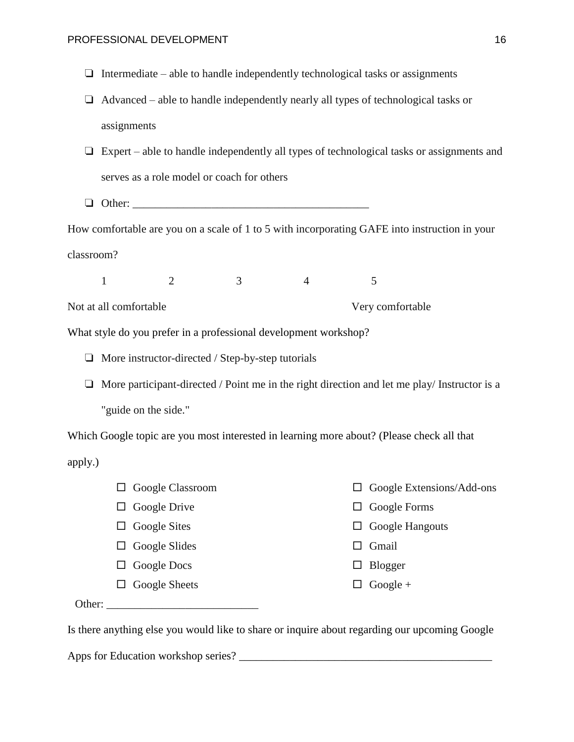- ❑ Intermediate – able to handle independently technological tasks or assignments
- ❑ Advanced – able to handle independently nearly all types of technological tasks or assignments
- ❑ Expert – able to handle independently all types of technological tasks or assignments and serves as a role model or coach for others
- ❑ Other: ___________________________________________

How comfortable are you on a scale of 1 to 5 with incorporating GAFE into instruction in your classroom?

1 2 3 4 5

Not at all comfortable Very comfortable

What style do you prefer in a professional development workshop?

- ❑ More instructor-directed / Step-by-step tutorials
- ❑ More participant-directed / Point me in the right direction and let me play/ Instructor is a "guide on the side."

Which Google topic are you most interested in learning more about? (Please check all that apply.)

- ☐ Google Classroom
- ☐ Google Drive
- ☐ Google Sites
- ☐ Google Slides
- ☐ Google Docs
- ☐ Google Sheets
- ☐ Google Extensions/Add-ons
- ☐ Google Forms
- ☐ Google Hangouts
- ☐ Gmail
- ☐ Blogger
- ☐ Google +

Other: ___________________________

Is there anything else you would like to share or inquire about regarding our upcoming Google Apps for Education workshop series? _____________________________________________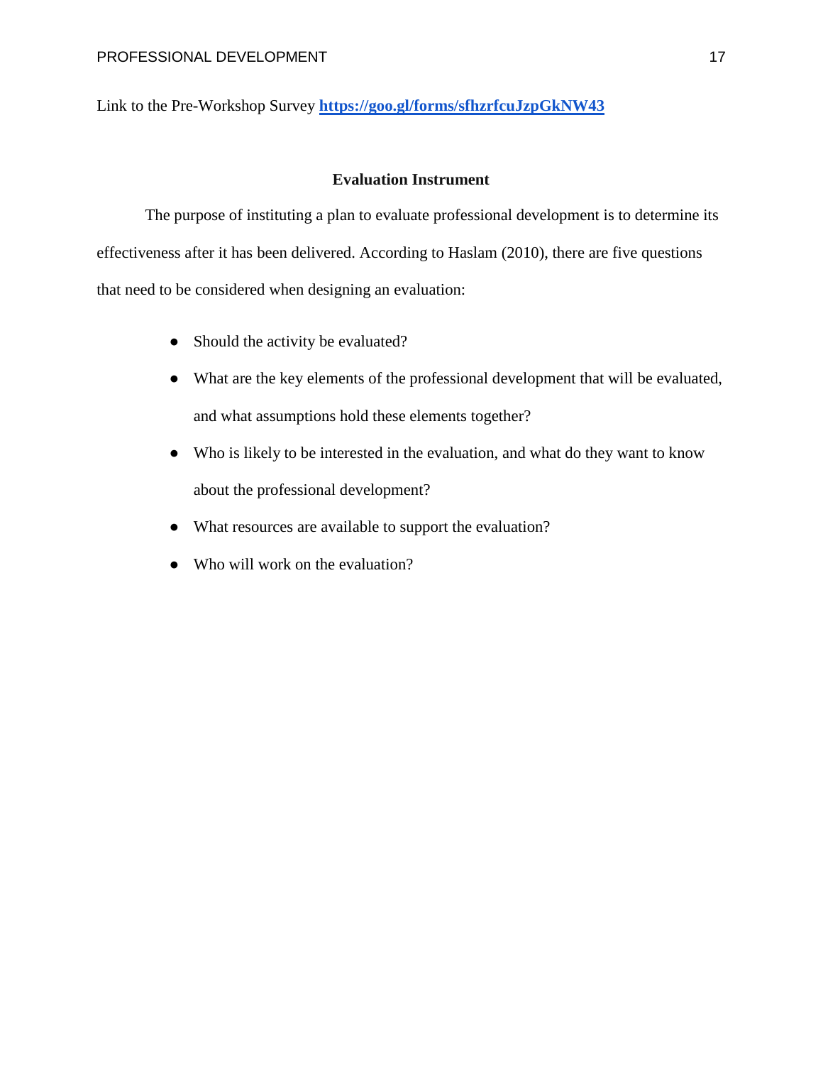Link to the Pre-Workshop Survey **https://goo.gl/forms/sfhzrfcuJzpGkNW43**

## Evaluation Instrument

The purpose of instituting a plan to evaluate professional development is to determine its effectiveness after it has been delivered. According to Haslam (2010), there are five questions that need to be considered when designing an evaluation:

- Should the activity be evaluated?
- What are the key elements of the professional development that will be evaluated, and what assumptions hold these elements together?
- Who is likely to be interested in the evaluation, and what do they want to know about the professional development?
- What resources are available to support the evaluation?
- Who will work on the evaluation?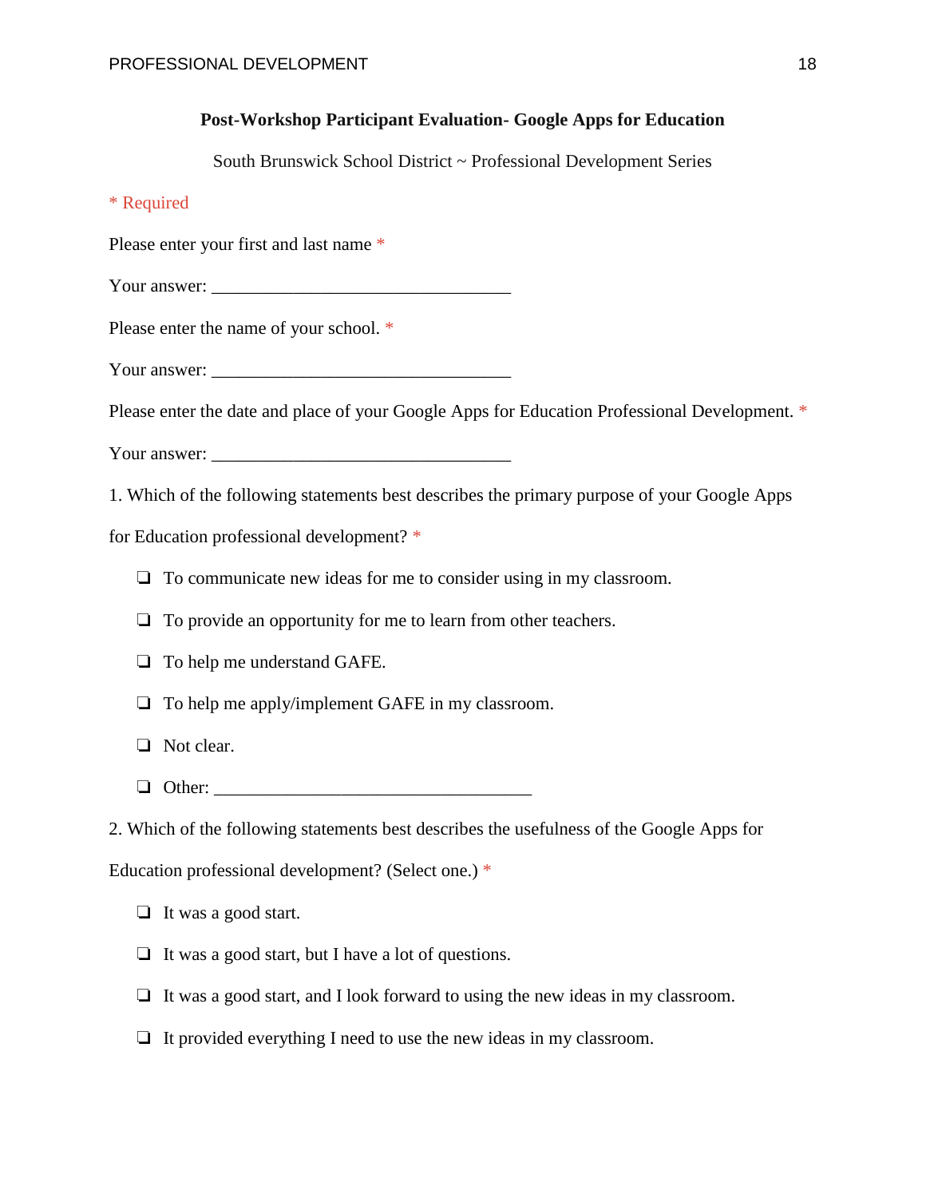**Post-Workshop Participant Evaluation- Google Apps for Education**

South Brunswick School District ~ Professional Development Series

* Required

Please enter your first and last name *

Your answer: ________________________________

Please enter the name of your school. *

Your answer: ________________________________

Please enter the date and place of your Google Apps for Education Professional Development. *

Your answer: ________________________________

1. Which of the following statements best describes the primary purpose of your Google Apps for Education professional development? *

- ❏ To communicate new ideas for me to consider using in my classroom.
- ❏ To provide an opportunity for me to learn from other teachers.
- ❏ To help me understand GAFE.
- ❏ To help me apply/implement GAFE in my classroom.
- ❏ Not clear.
- ❏ Other: ________________________________

2. Which of the following statements best describes the usefulness of the Google Apps for Education professional development? (Select one.) *

- ❏ It was a good start.
- ❏ It was a good start, but I have a lot of questions.
- ❏ It was a good start, and I look forward to using the new ideas in my classroom.
- ❏ It provided everything I need to use the new ideas in my classroom.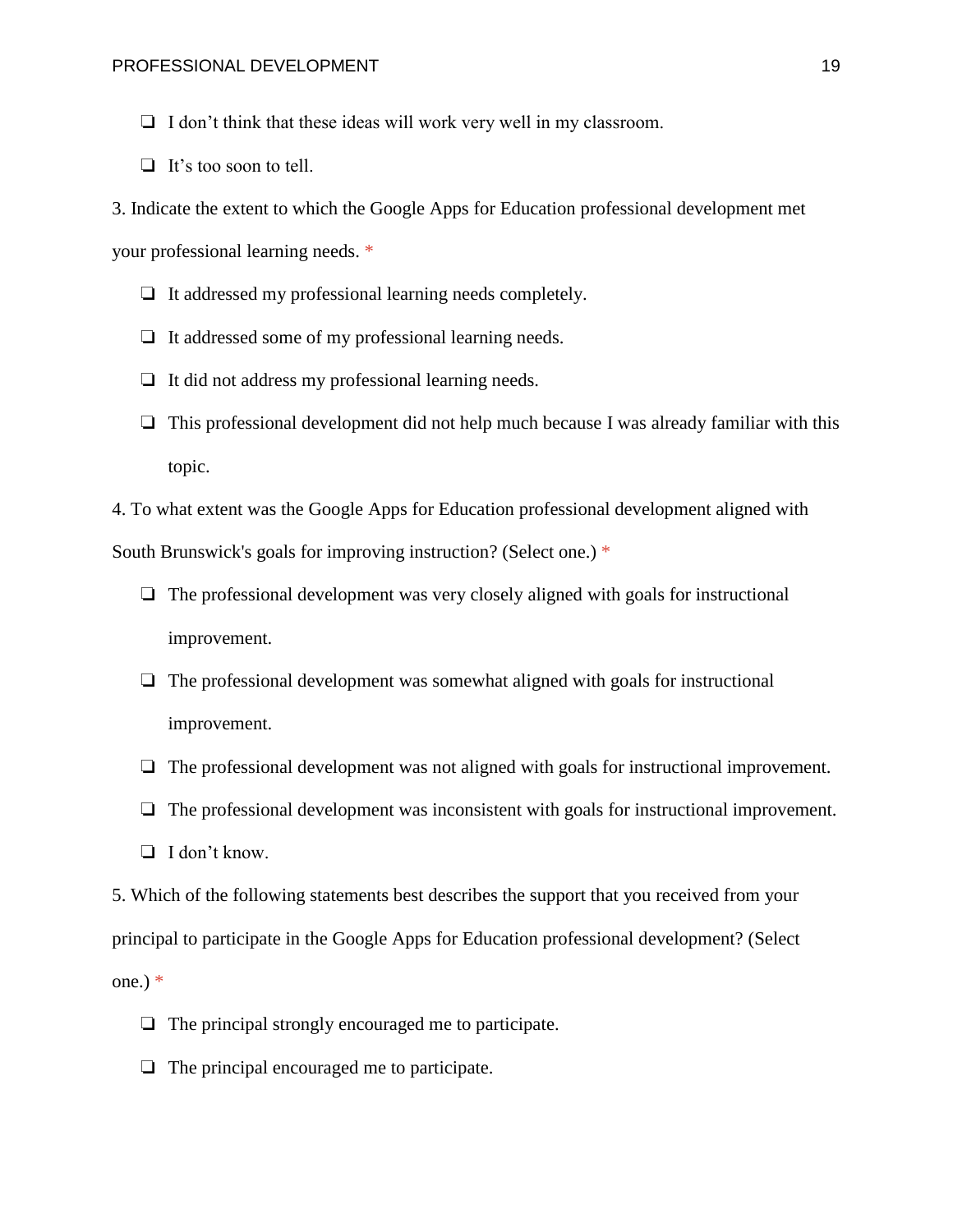- ❏ I don't think that these ideas will work very well in my classroom.
- ❏ It's too soon to tell.

3. Indicate the extent to which the Google Apps for Education professional development met your professional learning needs. *

- ❏ It addressed my professional learning needs completely.
- ❏ It addressed some of my professional learning needs.
- ❏ It did not address my professional learning needs.
- ❏ This professional development did not help much because I was already familiar with this topic.

4. To what extent was the Google Apps for Education professional development aligned with South Brunswick's goals for improving instruction? (Select one.) *

- ❏ The professional development was very closely aligned with goals for instructional improvement.
- ❏ The professional development was somewhat aligned with goals for instructional improvement.
- ❏ The professional development was not aligned with goals for instructional improvement.
- ❏ The professional development was inconsistent with goals for instructional improvement.
- ❏ I don't know.

5. Which of the following statements best describes the support that you received from your principal to participate in the Google Apps for Education professional development? (Select one.) *

- ❏ The principal strongly encouraged me to participate.
- ❏ The principal encouraged me to participate.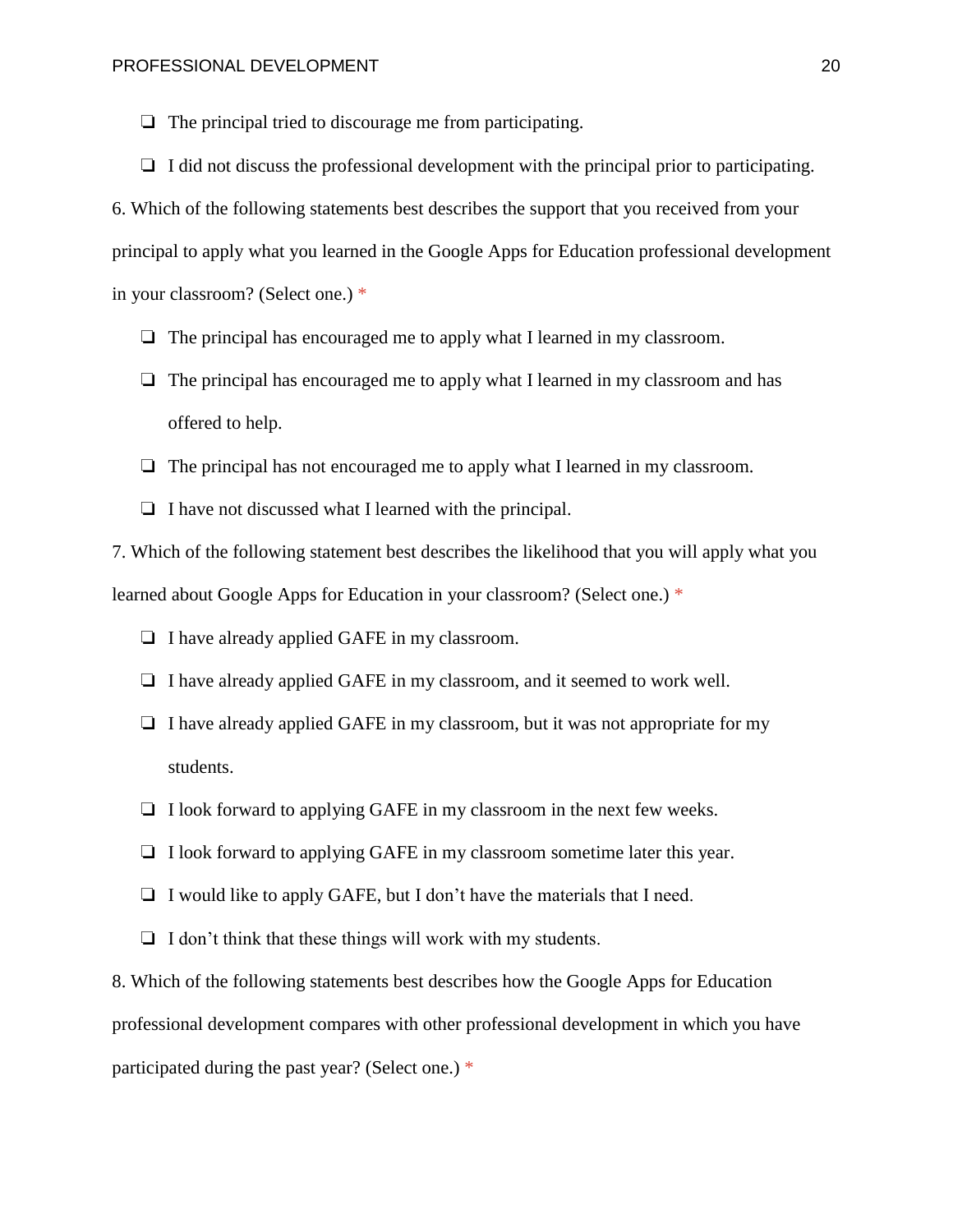- ❏ The principal tried to discourage me from participating.
- ❏ I did not discuss the professional development with the principal prior to participating.

6. Which of the following statements best describes the support that you received from your principal to apply what you learned in the Google Apps for Education professional development in your classroom? (Select one.) *

- ❏ The principal has encouraged me to apply what I learned in my classroom.
- ❏ The principal has encouraged me to apply what I learned in my classroom and has offered to help.
- ❏ The principal has not encouraged me to apply what I learned in my classroom.
- ❏ I have not discussed what I learned with the principal.

7. Which of the following statement best describes the likelihood that you will apply what you learned about Google Apps for Education in your classroom? (Select one.) *

- ❏ I have already applied GAFE in my classroom.
- ❏ I have already applied GAFE in my classroom, and it seemed to work well.
- ❏ I have already applied GAFE in my classroom, but it was not appropriate for my students.
- ❏ I look forward to applying GAFE in my classroom in the next few weeks.
- ❏ I look forward to applying GAFE in my classroom sometime later this year.
- ❏ I would like to apply GAFE, but I don't have the materials that I need.
- ❏ I don't think that these things will work with my students.

8. Which of the following statements best describes how the Google Apps for Education professional development compares with other professional development in which you have participated during the past year? (Select one.) *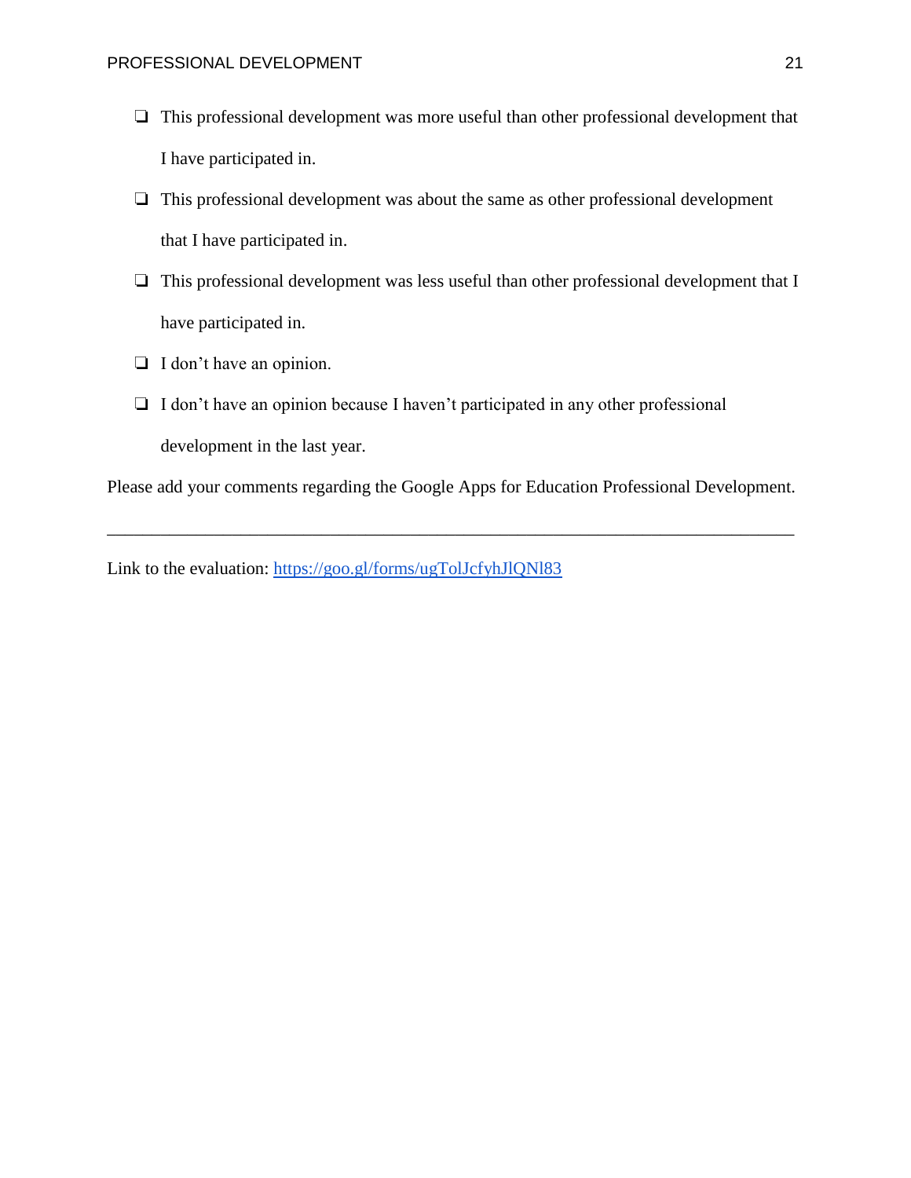- ❏ This professional development was more useful than other professional development that I have participated in.
- ❏ This professional development was about the same as other professional development that I have participated in.
- ❏ This professional development was less useful than other professional development that I have participated in.
- ❏ I don't have an opinion.
- ❏ I don't have an opinion because I haven't participated in any other professional development in the last year.

Please add your comments regarding the Google Apps for Education Professional Development.

___________________________________________________________________________

Link to the evaluation: [https://goo.gl/forms/ugTolJcfyhJlQNl83](https://goo.gl/forms/ugTolJcfyhJlQNl83)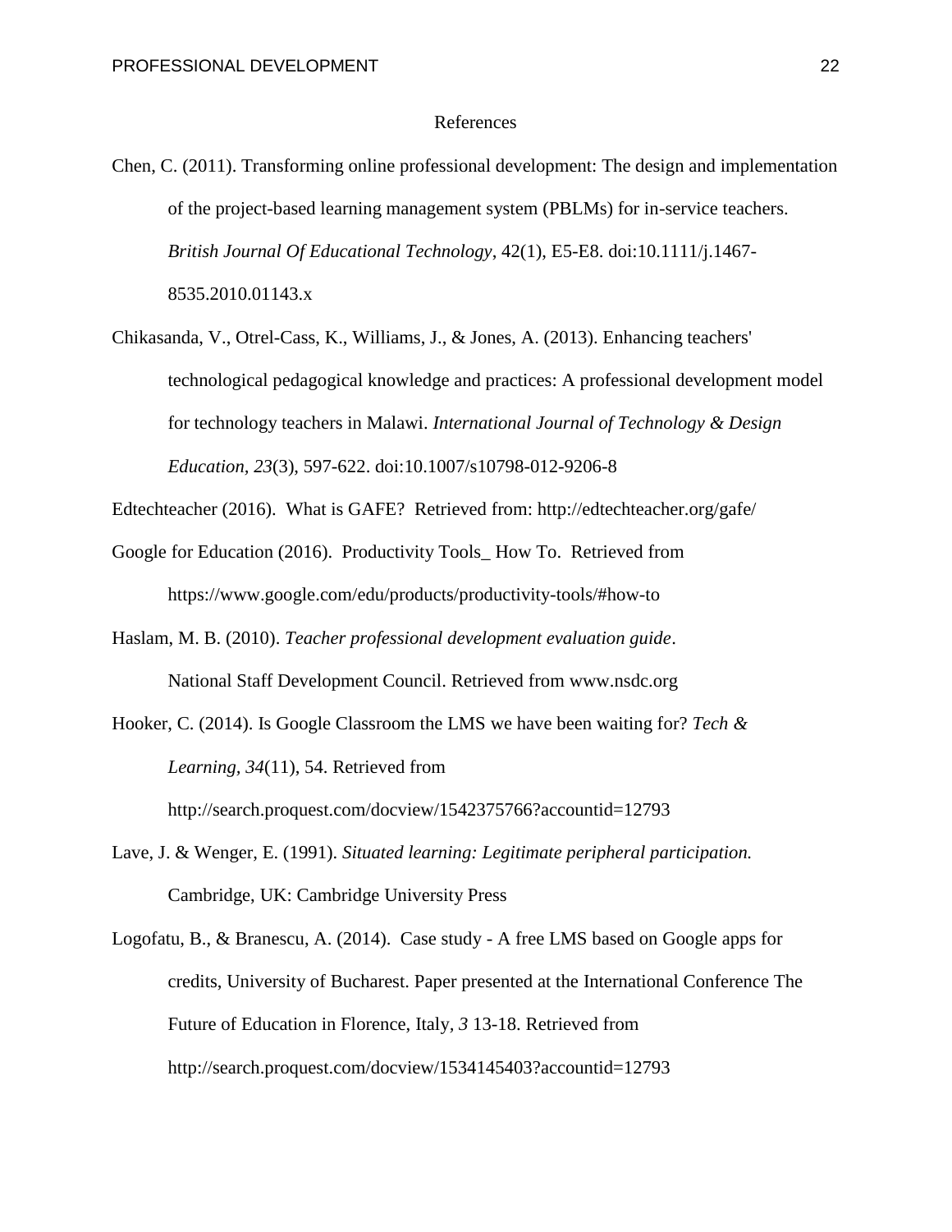# References

Chen, C. (2011). Transforming online professional development: The design and implementation of the project-based learning management system (PBLMs) for in-service teachers. *British Journal Of Educational Technology*, 42(1), E5-E8. doi:10.1111/j.1467-8535.2010.01143.x

Chikasanda, V., Otrel-Cass, K., Williams, J., & Jones, A. (2013). Enhancing teachers' technological pedagogical knowledge and practices: A professional development model for technology teachers in Malawi. *International Journal of Technology & Design Education, 23*(3), 597-622. doi:10.1007/s10798-012-9206-8

Edtechteacher (2016). What is GAFE? Retrieved from: http://edtechteacher.org/gafe/

Google for Education (2016). Productivity Tools_ How To. Retrieved from https://www.google.com/edu/products/productivity-tools/#how-to

Haslam, M. B. (2010). *Teacher professional development evaluation guide*. National Staff Development Council. Retrieved from www.nsdc.org

Hooker, C. (2014). Is Google Classroom the LMS we have been waiting for? *Tech & Learning, 34*(11), 54. Retrieved from http://search.proquest.com/docview/1542375766?accountid=12793

Lave, J. & Wenger, E. (1991). *Situated learning: Legitimate peripheral participation.* Cambridge, UK: Cambridge University Press

Logofatu, B., & Branescu, A. (2014). Case study - A free LMS based on Google apps for credits, University of Bucharest. Paper presented at the International Conference The Future of Education in Florence, Italy, *3* 13-18. Retrieved from http://search.proquest.com/docview/1534145403?accountid=12793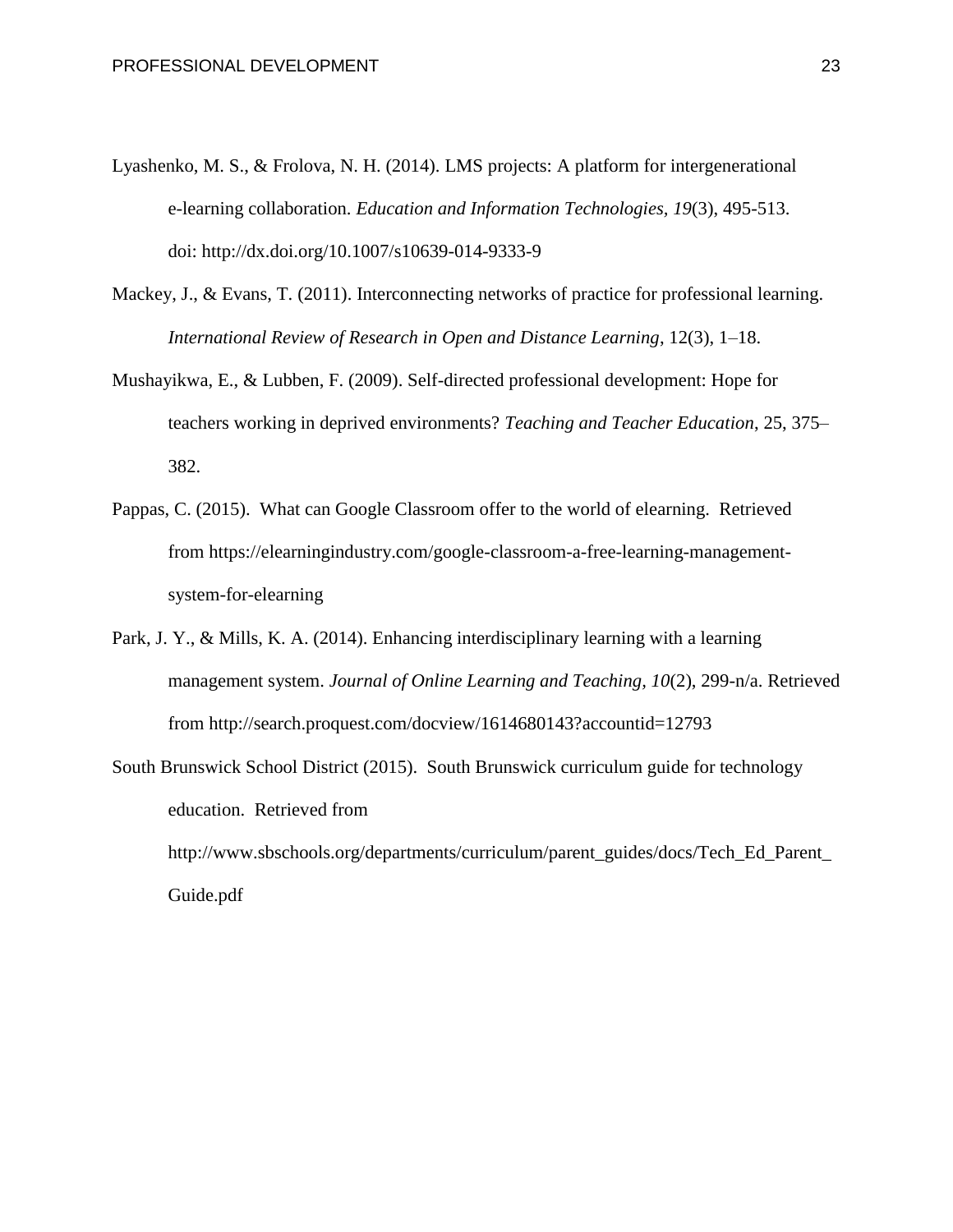Lyashenko, M. S., & Frolova, N. H. (2014). LMS projects: A platform for intergenerational e-learning collaboration. *Education and Information Technologies, 19*(3), 495-513. doi: http://dx.doi.org/10.1007/s10639-014-9333-9

Mackey, J., & Evans, T. (2011). Interconnecting networks of practice for professional learning. *International Review of Research in Open and Distance Learning*, 12(3), 1–18.

Mushayikwa, E., & Lubben, F. (2009). Self-directed professional development: Hope for teachers working in deprived environments? *Teaching and Teacher Education*, 25, 375–382.

Pappas, C. (2015). What can Google Classroom offer to the world of elearning. Retrieved from https://elearningindustry.com/google-classroom-a-free-learning-management-system-for-elearning

Park, J. Y., & Mills, K. A. (2014). Enhancing interdisciplinary learning with a learning management system. *Journal of Online Learning and Teaching, 10*(2), 299-n/a. Retrieved from http://search.proquest.com/docview/1614680143?accountid=12793

South Brunswick School District (2015). South Brunswick curriculum guide for technology education. Retrieved from http://www.sbschools.org/departments/curriculum/parent_guides/docs/Tech_Ed_Parent_Guide.pdf